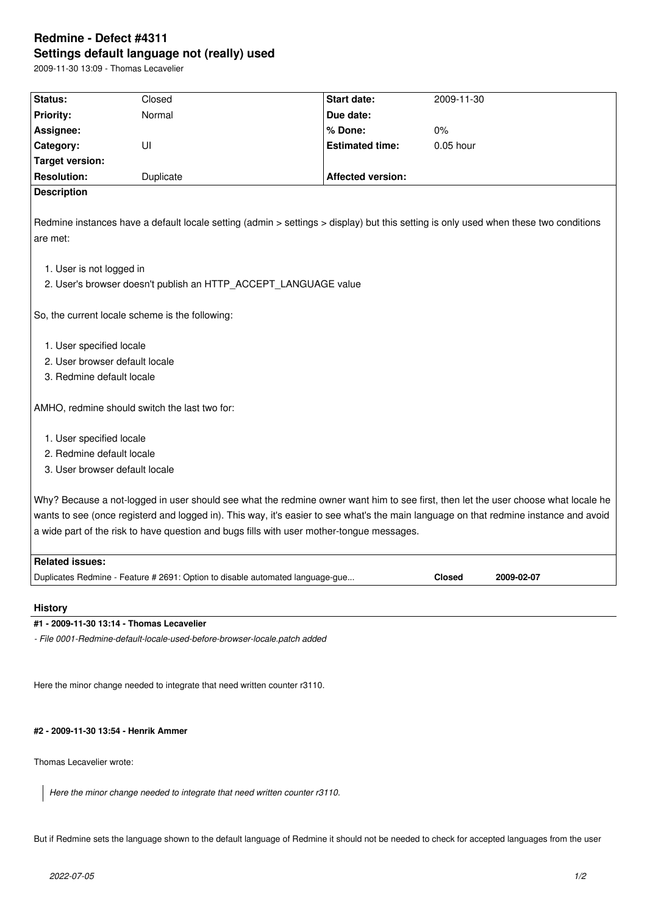# Redmine - Defect #4311

## Settings default language not (really) used

2009-11-30 13:09 - Thomas Lecavelier

| Status: | Closed | Start date: | 2009-11-30 |
|---|---|---|---|
| Priority: | Normal | Due date: | |
| Assignee: | | % Done: | 0% |
| Category: | UI | Estimated time: | 0.05 hour |
| Target version: | | | |
| Resolution: | Duplicate | Affected version: | |

**Description**

Redmine instances have a default locale setting (admin > settings > display) but this setting is only used when these two conditions are met:

1. User is not logged in
2. User's browser doesn't publish an HTTP_ACCEPT_LANGUAGE value

So, the current locale scheme is the following:

1. User specified locale
2. User browser default locale
3. Redmine default locale

AMHO, redmine should switch the last two for:

1. User specified locale
2. Redmine default locale
3. User browser default locale

Why? Because a not-logged in user should see what the redmine owner want him to see first, then let the user choose what locale he wants to see (once registerd and logged in). This way, it's easier to see what's the main language on that redmine instance and avoid a wide part of the risk to have question and bugs fills with user mother-tongue messages.

**Related issues:**

| | | |
|---|---|---|
| Duplicates Redmine - Feature # 2691: Option to disable automated language-gue... | Closed | 2009-02-07 |

## History

### #1 - 2009-11-30 13:14 - Thomas Lecavelier

*- File 0001-Redmine-default-locale-used-before-browser-locale.patch added*

Here the minor change needed to integrate that need written counter r3110.

### #2 - 2009-11-30 13:54 - Henrik Ammer

Thomas Lecavelier wrote:

> *Here the minor change needed to integrate that need written counter r3110.*

But if Redmine sets the language shown to the default language of Redmine it should not be needed to check for accepted languages from the user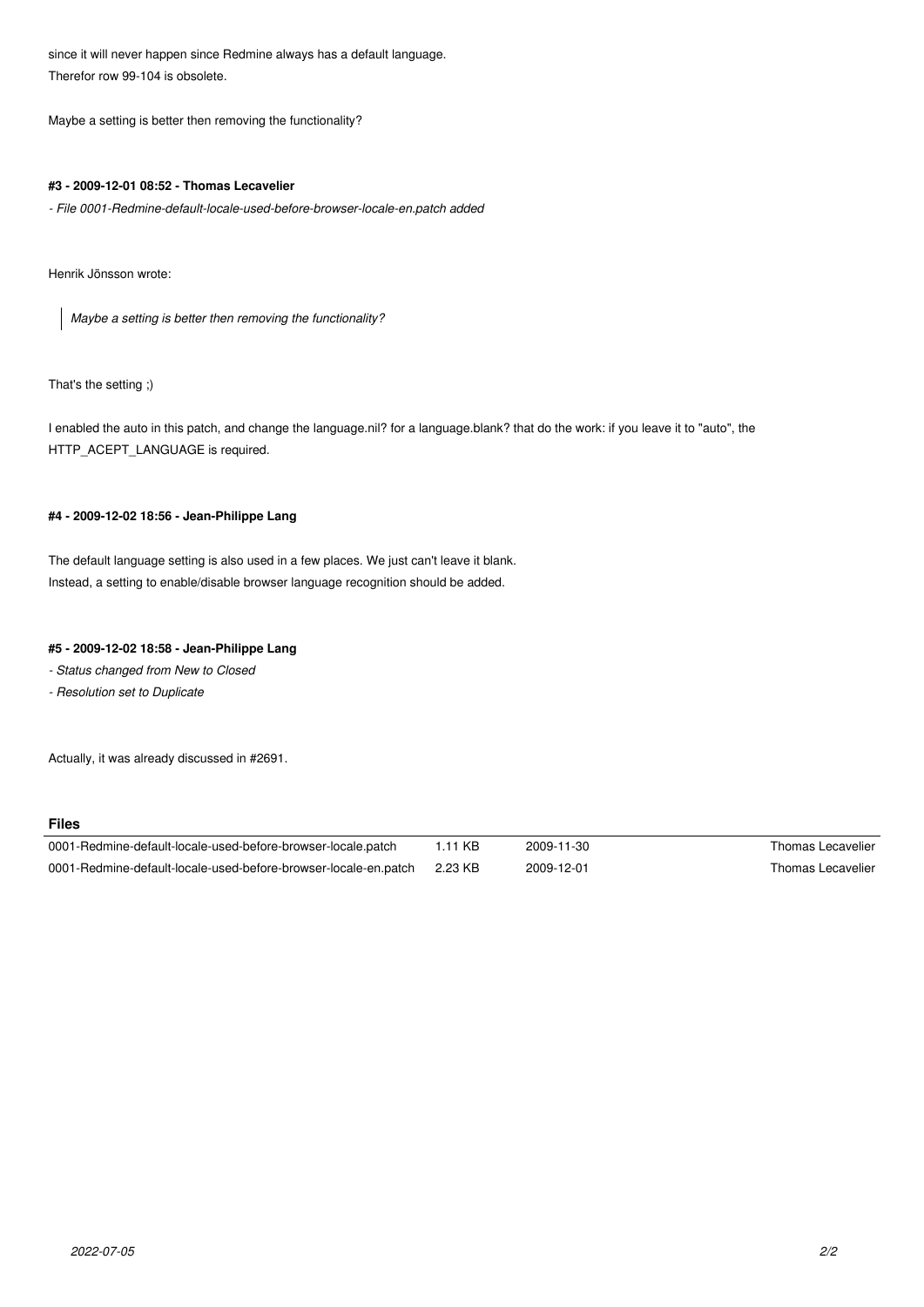since it will never happen since Redmine always has a default language.
Therefor row 99-104 is obsolete.

Maybe a setting is better then removing the functionality?

#### #3 - 2009-12-01 08:52 - Thomas Lecavelier

*- File 0001-Redmine-default-locale-used-before-browser-locale-en.patch added*

Henrik Jönsson wrote:

> *Maybe a setting is better then removing the functionality?*

That's the setting ;)

I enabled the auto in this patch, and change the language.nil? for a language.blank? that do the work: if you leave it to "auto", the HTTP_ACEPT_LANGUAGE is required.

#### #4 - 2009-12-02 18:56 - Jean-Philippe Lang

The default language setting is also used in a few places. We just can't leave it blank.
Instead, a setting to enable/disable browser language recognition should be added.

#### #5 - 2009-12-02 18:58 - Jean-Philippe Lang

*- Status changed from New to Closed*
*- Resolution set to Duplicate*

Actually, it was already discussed in #2691.

### Files

| | | | |
|---|---|---|---|
| 0001-Redmine-default-locale-used-before-browser-locale.patch | 1.11 KB | 2009-11-30 | Thomas Lecavelier |
| 0001-Redmine-default-locale-used-before-browser-locale-en.patch | 2.23 KB | 2009-12-01 | Thomas Lecavelier |